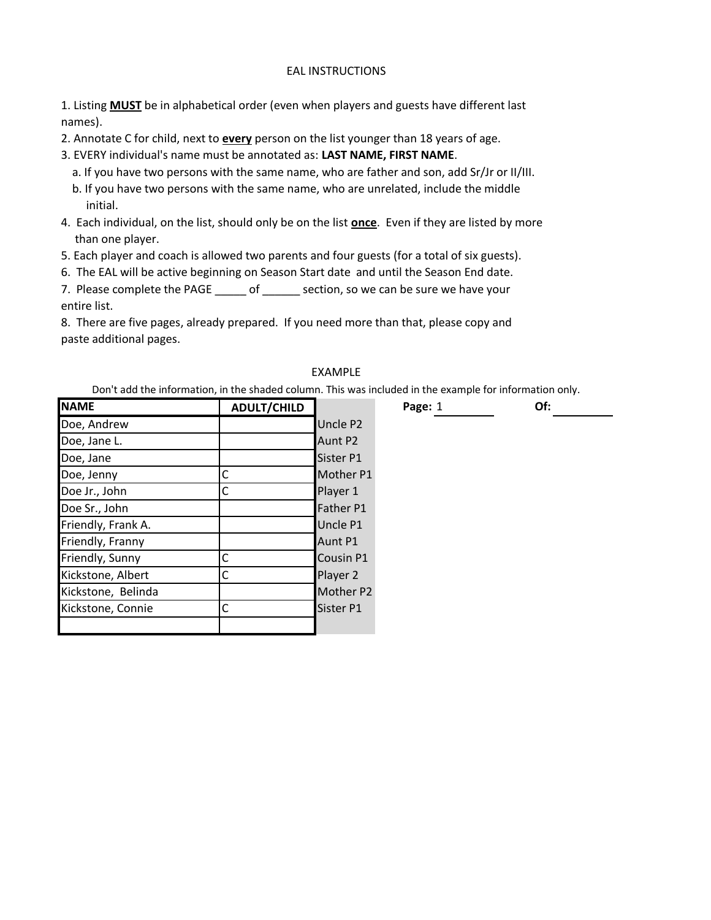# EAL INSTRUCTIONS

1. Listing **MUST** be in alphabetical order (even when players and guests have different last names).
2. Annotate C for child, next to **every** person on the list younger than 18 years of age.
3. EVERY individual's name must be annotated as: **LAST NAME, FIRST NAME**.
   a. If you have two persons with the same name, who are father and son, add Sr/Jr or II/III.
   b. If you have two persons with the same name, who are unrelated, include the middle initial.
4. Each individual, on the list, should only be on the list **once**. Even if they are listed by more than one player.
5. Each player and coach is allowed two parents and four guests (for a total of six guests).
6. The EAL will be active beginning on Season Start date and until the Season End date.
7. Please complete the PAGE _____ of ______ section, so we can be sure we have your entire list.
8. There are five pages, already prepared. If you need more than that, please copy and paste additional pages.

## EXAMPLE

Don't add the information, in the shaded column. This was included in the example for information only.

**Page:** 1 **Of:** ______

| NAME | ADULT/CHILD | |
|---|---|---|
| Doe, Andrew | | Uncle P2 |
| Doe, Jane L. | | Aunt P2 |
| Doe, Jane | | Sister P1 |
| Doe, Jenny | C | Mother P1 |
| Doe Jr., John | C | Player 1 |
| Doe Sr., John | | Father P1 |
| Friendly, Frank A. | | Uncle P1 |
| Friendly, Franny | | Aunt P1 |
| Friendly, Sunny | C | Cousin P1 |
| Kickstone, Albert | C | Player 2 |
| Kickstone, Belinda | | Mother P2 |
| Kickstone, Connie | C | Sister P1 |
| | | |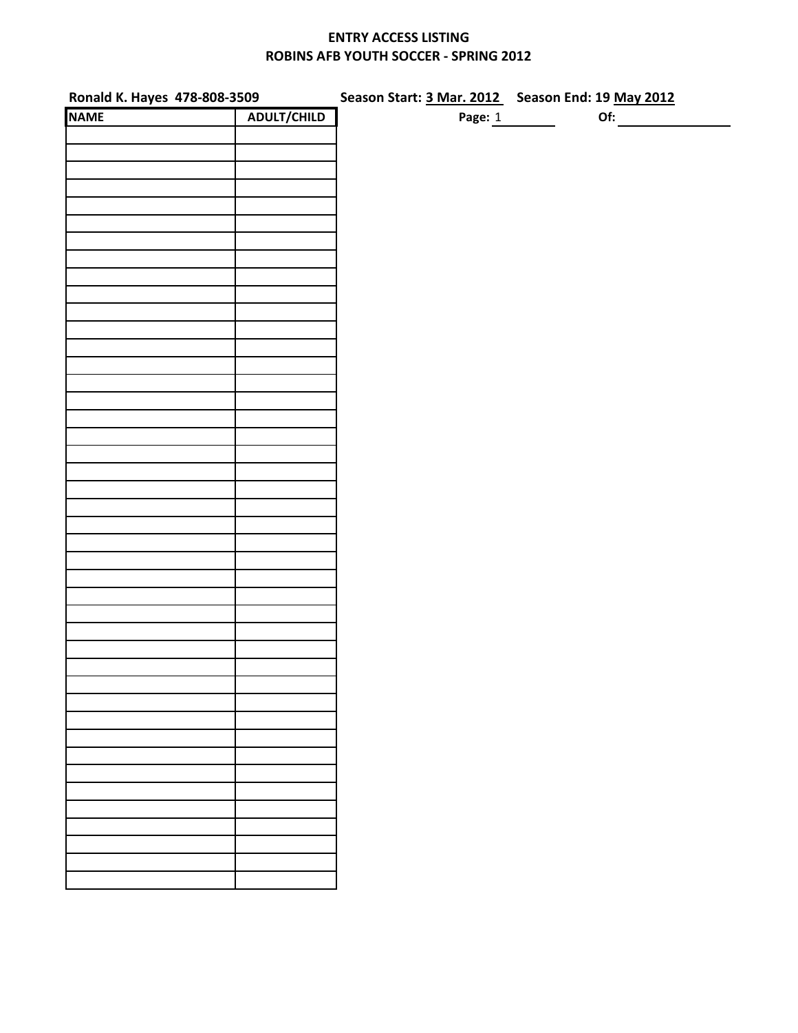**ENTRY ACCESS LISTING**
**ROBINS AFB YOUTH SOCCER - SPRING 2012**

**Ronald K. Hayes 478-808-3509**

**Season Start:** 3 Mar. 2012 **Season End:** 19 May 2012

**Page:** 1 **Of:** ______

| NAME | ADULT/CHILD |
|---|---|
| | |
| | |
| | |
| | |
| | |
| | |
| | |
| | |
| | |
| | |
| | |
| | |
| | |
| | |
| | |
| | |
| | |
| | |
| | |
| | |
| | |
| | |
| | |
| | |
| | |
| | |
| | |
| | |
| | |
| | |
| | |
| | |
| | |
| | |
| | |
| | |
| | |
| | |
| | |
| | |
| | |
| | |
| | |